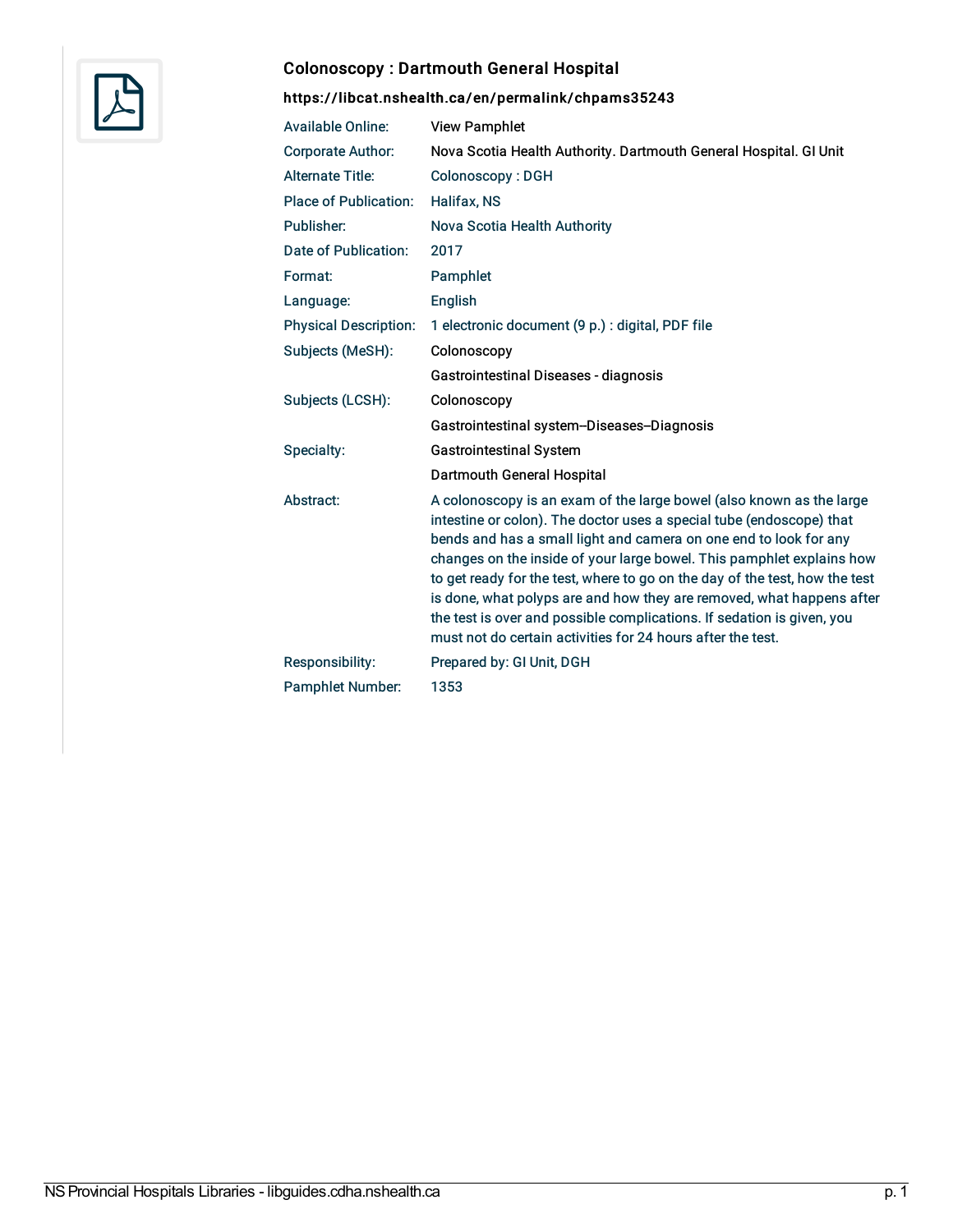## Colonoscopy : Dartmouth General Hospital

**https://libcat.nshealth.ca/en/permalink/chpams35243**

| | |
|---|---|
| Available Online: | View Pamphlet |
| Corporate Author: | Nova Scotia Health Authority. Dartmouth General Hospital. GI Unit |
| Alternate Title: | Colonoscopy : DGH |
| Place of Publication: | Halifax, NS |
| Publisher: | Nova Scotia Health Authority |
| Date of Publication: | 2017 |
| Format: | Pamphlet |
| Language: | English |
| Physical Description: | 1 electronic document (9 p.) : digital, PDF file |
| Subjects (MeSH): | Colonoscopy |
| | Gastrointestinal Diseases - diagnosis |
| Subjects (LCSH): | Colonoscopy |
| | Gastrointestinal system--Diseases--Diagnosis |
| Specialty: | Gastrointestinal System |
| | Dartmouth General Hospital |
| Abstract: | A colonoscopy is an exam of the large bowel (also known as the large intestine or colon). The doctor uses a special tube (endoscope) that bends and has a small light and camera on one end to look for any changes on the inside of your large bowel. This pamphlet explains how to get ready for the test, where to go on the day of the test, how the test is done, what polyps are and how they are removed, what happens after the test is over and possible complications. If sedation is given, you must not do certain activities for 24 hours after the test. |
| Responsibility: | Prepared by: GI Unit, DGH |
| Pamphlet Number: | 1353 |

NS Provincial Hospitals Libraries - libguides.cdha.nshealth.ca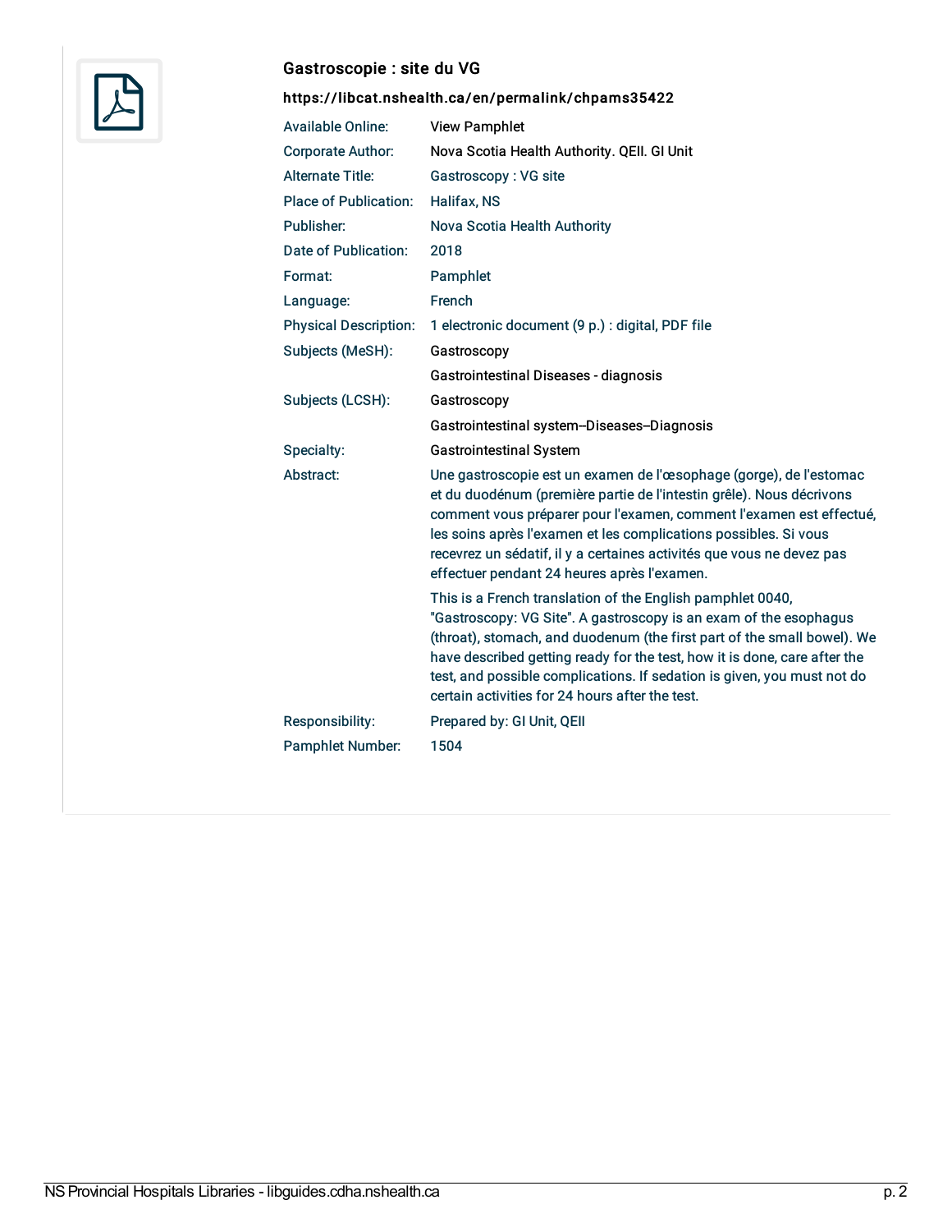## Gastroscopie : site du VG

**https://libcat.nshealth.ca/en/permalink/chpams35422**

| | |
|---|---|
| Available Online: | View Pamphlet |
| Corporate Author: | Nova Scotia Health Authority. QEII. GI Unit |
| Alternate Title: | Gastroscopy : VG site |
| Place of Publication: | Halifax, NS |
| Publisher: | Nova Scotia Health Authority |
| Date of Publication: | 2018 |
| Format: | Pamphlet |
| Language: | French |
| Physical Description: | 1 electronic document (9 p.) : digital, PDF file |
| Subjects (MeSH): | Gastroscopy |
| | Gastrointestinal Diseases - diagnosis |
| Subjects (LCSH): | Gastroscopy |
| | Gastrointestinal system--Diseases--Diagnosis |
| Specialty: | Gastrointestinal System |
| Abstract: | Une gastroscopie est un examen de l'œsophage (gorge), de l'estomac et du duodénum (première partie de l'intestin grêle). Nous décrivons comment vous préparer pour l'examen, comment l'examen est effectué, les soins après l'examen et les complications possibles. Si vous recevez un sédatif, il y a certaines activités que vous ne devez pas effectuer pendant 24 heures après l'examen. |
| | This is a French translation of the English pamphlet 0040, "Gastroscopy: VG Site". A gastroscopy is an exam of the esophagus (throat), stomach, and duodenum (the first part of the small bowel). We have described getting ready for the test, how it is done, care after the test, and possible complications. If sedation is given, you must not do certain activities for 24 hours after the test. |
| Responsibility: | Prepared by: GI Unit, QEII |
| Pamphlet Number: | 1504 |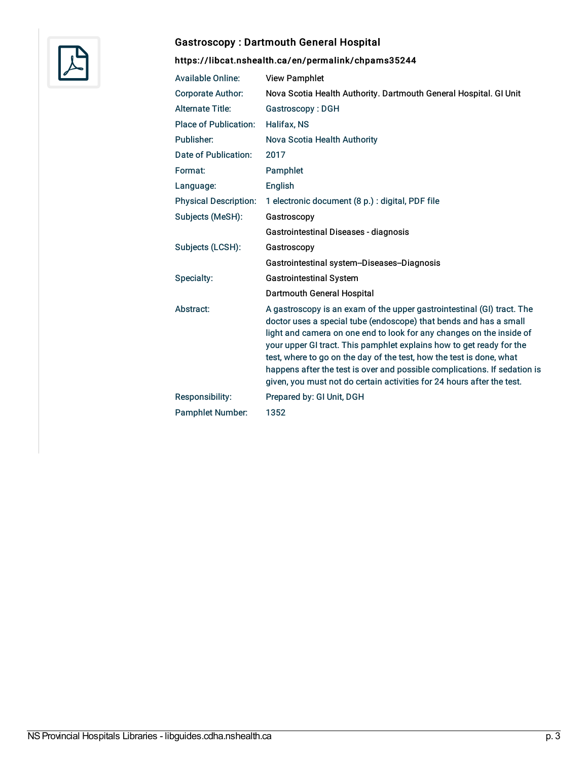## Gastroscopy : Dartmouth General Hospital

**https://libcat.nshealth.ca/en/permalink/chpams35244**

| | |
|---|---|
| Available Online: | View Pamphlet |
| Corporate Author: | Nova Scotia Health Authority. Dartmouth General Hospital. GI Unit |
| Alternate Title: | Gastroscopy : DGH |
| Place of Publication: | Halifax, NS |
| Publisher: | Nova Scotia Health Authority |
| Date of Publication: | 2017 |
| Format: | Pamphlet |
| Language: | English |
| Physical Description: | 1 electronic document (8 p.) : digital, PDF file |
| Subjects (MeSH): | Gastroscopy |
| | Gastrointestinal Diseases - diagnosis |
| Subjects (LCSH): | Gastroscopy |
| | Gastrointestinal system--Diseases--Diagnosis |
| Specialty: | Gastrointestinal System |
| | Dartmouth General Hospital |
| Abstract: | A gastroscopy is an exam of the upper gastrointestinal (GI) tract. The doctor uses a special tube (endoscope) that bends and has a small light and camera on one end to look for any changes on the inside of your upper GI tract. This pamphlet explains how to get ready for the test, where to go on the day of the test, how the test is done, what happens after the test is over and possible complications. If sedation is given, you must not do certain activities for 24 hours after the test. |
| Responsibility: | Prepared by: GI Unit, DGH |
| Pamphlet Number: | 1352 |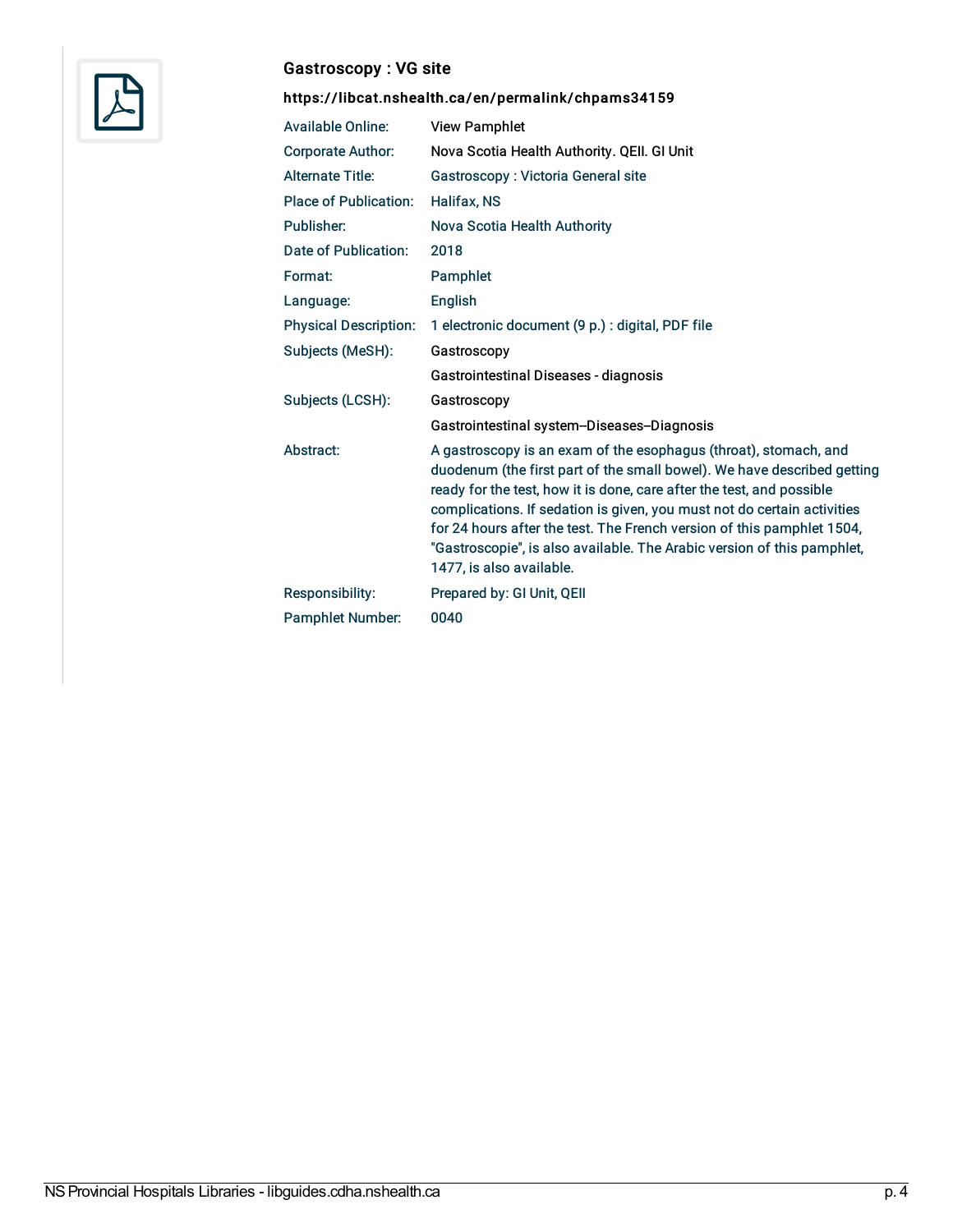## Gastroscopy : VG site

**https://libcat.nshealth.ca/en/permalink/chpams34159**

| | |
|---|---|
| Available Online: | View Pamphlet |
| Corporate Author: | Nova Scotia Health Authority. QEII. GI Unit |
| Alternate Title: | Gastroscopy : Victoria General site |
| Place of Publication: | Halifax, NS |
| Publisher: | Nova Scotia Health Authority |
| Date of Publication: | 2018 |
| Format: | Pamphlet |
| Language: | English |
| Physical Description: | 1 electronic document (9 p.) : digital, PDF file |
| Subjects (MeSH): | Gastroscopy |
| | Gastrointestinal Diseases - diagnosis |
| Subjects (LCSH): | Gastroscopy |
| | Gastrointestinal system--Diseases--Diagnosis |
| Abstract: | A gastroscopy is an exam of the esophagus (throat), stomach, and duodenum (the first part of the small bowel). We have described getting ready for the test, how it is done, care after the test, and possible complications. If sedation is given, you must not do certain activities for 24 hours after the test. The French version of this pamphlet 1504, "Gastroscopie", is also available. The Arabic version of this pamphlet, 1477, is also available. |
| Responsibility: | Prepared by: GI Unit, QEII |
| Pamphlet Number: | 0040 |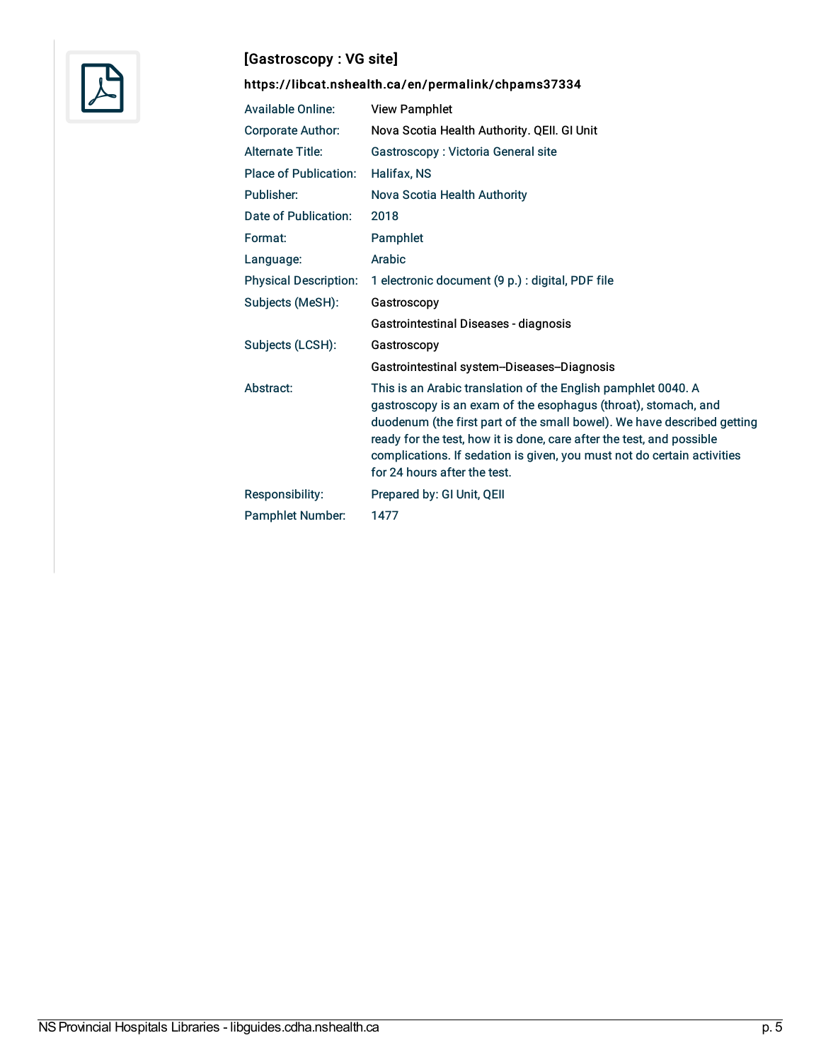## [Gastroscopy : VG site]

**https://libcat.nshealth.ca/en/permalink/chpams37334**

| | |
|---|---|
| Available Online: | View Pamphlet |
| Corporate Author: | Nova Scotia Health Authority. QEII. GI Unit |
| Alternate Title: | Gastroscopy : Victoria General site |
| Place of Publication: | Halifax, NS |
| Publisher: | Nova Scotia Health Authority |
| Date of Publication: | 2018 |
| Format: | Pamphlet |
| Language: | Arabic |
| Physical Description: | 1 electronic document (9 p.) : digital, PDF file |
| Subjects (MeSH): | Gastroscopy |
| | Gastrointestinal Diseases - diagnosis |
| Subjects (LCSH): | Gastroscopy |
| | Gastrointestinal system--Diseases--Diagnosis |
| Abstract: | This is an Arabic translation of the English pamphlet 0040. A gastroscopy is an exam of the esophagus (throat), stomach, and duodenum (the first part of the small bowel). We have described getting ready for the test, how it is done, care after the test, and possible complications. If sedation is given, you must not do certain activities for 24 hours after the test. |
| Responsibility: | Prepared by: GI Unit, QEII |
| Pamphlet Number: | 1477 |